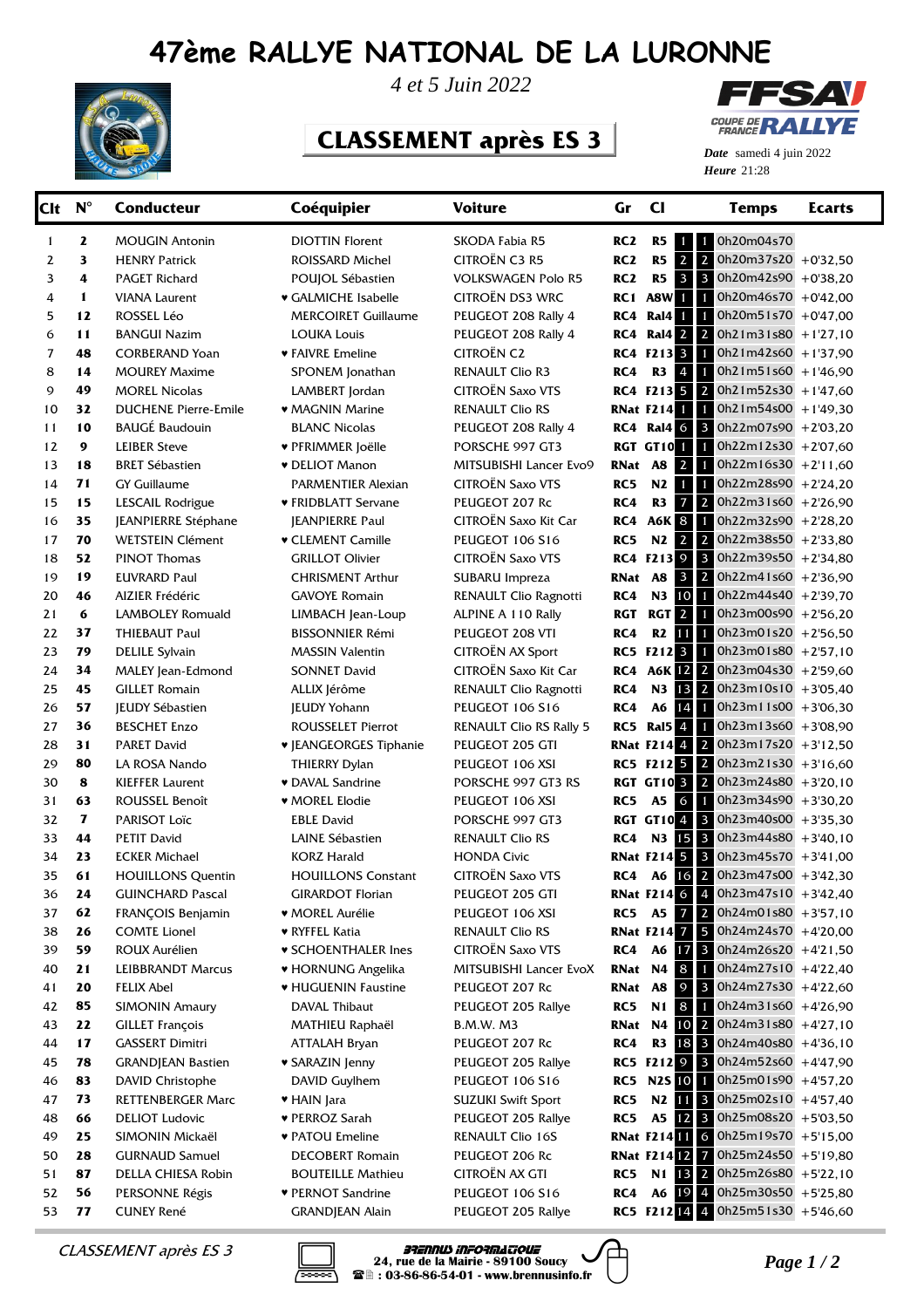# 47ème RALLYE NATIONAL DE LA LURONNE

*4 et 5 Juin 2022*

## CLASSEMENT après ES 3

*Date* samedi 4 juin 2022
*Heure* 21:28

| Clt | N° | Conducteur | Coéquipier | Voiture | Gr | Cl | | | Temps | Ecarts |
|---|---|---|---|---|---|---|---|---|---|---|
| 1 | 2 | MOUGIN Antonin | DIOTTIN Florent | SKODA Fabia R5 | RC2 | R5 | 1 | 1 | 0h20m04s70 | |
| 2 | 3 | HENRY Patrick | ROISSARD Michel | CITROËN C3 R5 | RC2 | R5 | 2 | 2 | 0h20m37s20 | +0'32,50 |
| 3 | 4 | PAGET Richard | POUJOL Sébastien | VOLKSWAGEN Polo R5 | RC2 | R5 | 3 | 3 | 0h20m42s90 | +0'38,20 |
| 4 | 1 | VIANA Laurent | ♥ GALMICHE Isabelle | CITROËN DS3 WRC | RC1 | A8W | 1 | 1 | 0h20m46s70 | +0'42,00 |
| 5 | 12 | ROSSEL Léo | MERCOIRET Guillaume | PEUGEOT 208 Rally 4 | RC4 | Ral4 | 1 | 1 | 0h20m51s70 | +0'47,00 |
| 6 | 11 | BANGUI Nazim | LOUKA Louis | PEUGEOT 208 Rally 4 | RC4 | Ral4 | 2 | 2 | 0h21m31s80 | +1'27,10 |
| 7 | 48 | CORBERAND Yoan | ♥ FAIVRE Emeline | CITROËN C2 | RC4 | F213 | 3 | 1 | 0h21m42s60 | +1'37,90 |
| 8 | 14 | MOUREY Maxime | SPONEM Jonathan | RENAULT Clio R3 | RC4 | R3 | 4 | 1 | 0h21m51s60 | +1'46,90 |
| 9 | 49 | MOREL Nicolas | LAMBERT Jordan | CITROËN Saxo VTS | RC4 | F213 | 5 | 2 | 0h21m52s30 | +1'47,60 |
| 10 | 32 | DUCHENE Pierre-Emile | ♥ MAGNIN Marine | RENAULT Clio RS | RNat | F214 | 1 | 1 | 0h21m54s00 | +1'49,30 |
| 11 | 10 | BAUGÉ Baudouin | BLANC Nicolas | PEUGEOT 208 Rally 4 | RC4 | Ral4 | 6 | 3 | 0h22m07s90 | +2'03,20 |
| 12 | 9 | LEIBER Steve | ♥ PFRIMMER Joëlle | PORSCHE 997 GT3 | RGT | GT10 | 1 | 1 | 0h22m12s30 | +2'07,60 |
| 13 | 18 | BRET Sébastien | ♥ DELIOT Manon | MITSUBISHI Lancer Evo9 | RNat | A8 | 2 | 1 | 0h22m16s30 | +2'11,60 |
| 14 | 71 | GY Guillaume | PARMENTIER Alexian | CITROËN Saxo VTS | RC5 | N2 | 1 | 1 | 0h22m28s90 | +2'24,20 |
| 15 | 15 | LESCAIL Rodrigue | ♥ FRIDBLATT Servane | PEUGEOT 207 Rc | RC4 | R3 | 7 | 2 | 0h22m31s60 | +2'26,90 |
| 16 | 35 | JEANPIERRE Stéphane | JEANPIERRE Paul | CITROËN Saxo Kit Car | RC4 | A6K | 8 | 1 | 0h22m32s90 | +2'28,20 |
| 17 | 70 | WETSTEIN Clément | ♥ CLEMENT Camille | PEUGEOT 106 S16 | RC5 | N2 | 2 | 2 | 0h22m38s50 | +2'33,80 |
| 18 | 52 | PINOT Thomas | GRILLOT Olivier | CITROËN Saxo VTS | RC4 | F213 | 9 | 3 | 0h22m39s50 | +2'34,80 |
| 19 | 19 | EUVRARD Paul | CHRISMENT Arthur | SUBARU Impreza | RNat | A8 | 3 | 2 | 0h22m41s60 | +2'36,90 |
| 20 | 46 | AIZIER Frédéric | GAVOYE Romain | RENAULT Clio Ragnotti | RC4 | N3 | 10 | 1 | 0h22m44s40 | +2'39,70 |
| 21 | 6 | LAMBOLEY Romuald | LIMBACH Jean-Loup | ALPINE A 110 Rally | RGT | RGT | 2 | 1 | 0h23m00s90 | +2'56,20 |
| 22 | 37 | THIEBAUT Paul | BISSONNIER Rémi | PEUGEOT 208 VTI | RC4 | R2 | 11 | 1 | 0h23m01s20 | +2'56,50 |
| 23 | 79 | DELILE Sylvain | MASSIN Valentin | CITROËN AX Sport | RC5 | F212 | 3 | 1 | 0h23m01s80 | +2'57,10 |
| 24 | 34 | MALEY Jean-Edmond | SONNET David | CITROËN Saxo Kit Car | RC4 | A6K | 12 | 2 | 0h23m04s30 | +2'59,60 |
| 25 | 45 | GILLET Romain | ALLIX Jérôme | RENAULT Clio Ragnotti | RC4 | N3 | 13 | 2 | 0h23m10s10 | +3'05,40 |
| 26 | 57 | JEUDY Sébastien | JEUDY Yohann | PEUGEOT 106 S16 | RC4 | A6 | 14 | 1 | 0h23m11s00 | +3'06,30 |
| 27 | 36 | BESCHET Enzo | ROUSSELET Pierrot | RENAULT Clio RS Rally 5 | RC5 | Ral5 | 4 | 1 | 0h23m13s60 | +3'08,90 |
| 28 | 31 | PARET David | ♥ JEANGEORGES Tiphanie | PEUGEOT 205 GTI | RNat | F214 | 4 | 2 | 0h23m17s20 | +3'12,50 |
| 29 | 80 | LA ROSA Nando | THIERRY Dylan | PEUGEOT 106 XSI | RC5 | F212 | 5 | 2 | 0h23m21s30 | +3'16,60 |
| 30 | 8 | KIEFFER Laurent | ♥ DAVAL Sandrine | PORSCHE 997 GT3 RS | RGT | GT10 | 3 | 2 | 0h23m24s80 | +3'20,10 |
| 31 | 63 | ROUSSEL Benoît | ♥ MOREL Elodie | PEUGEOT 106 XSI | RC5 | A5 | 6 | 1 | 0h23m34s90 | +3'30,20 |
| 32 | 7 | PARISOT Loïc | EBLE David | PORSCHE 997 GT3 | RGT | GT10 | 4 | 3 | 0h23m40s00 | +3'35,30 |
| 33 | 44 | PETIT David | LAINE Sébastien | RENAULT Clio RS | RC4 | N3 | 15 | 3 | 0h23m44s80 | +3'40,10 |
| 34 | 23 | ECKER Michael | KORZ Harald | HONDA Civic | RNat | F214 | 5 | 3 | 0h23m45s70 | +3'41,00 |
| 35 | 61 | HOUILLONS Quentin | HOUILLONS Constant | CITROËN Saxo VTS | RC4 | A6 | 16 | 2 | 0h23m47s00 | +3'42,30 |
| 36 | 24 | GUINCHARD Pascal | GIRARDOT Florian | PEUGEOT 205 GTI | RNat | F214 | 6 | 4 | 0h23m47s10 | +3'42,40 |
| 37 | 62 | FRANÇOIS Benjamin | ♥ MOREL Aurélie | PEUGEOT 106 XSI | RC5 | A5 | 7 | 2 | 0h24m01s80 | +3'57,10 |
| 38 | 26 | COMTE Lionel | ♥ RYFFEL Katia | RENAULT Clio RS | RNat | F214 | 7 | 5 | 0h24m24s70 | +4'20,00 |
| 39 | 59 | ROUX Aurélien | ♥ SCHOENTHALER Ines | CITROËN Saxo VTS | RC4 | A6 | 17 | 3 | 0h24m26s20 | +4'21,50 |
| 40 | 21 | LEIBBRANDT Marcus | ♥ HORNUNG Angelika | MITSUBISHI Lancer EvoX | RNat | N4 | 8 | 1 | 0h24m27s10 | +4'22,40 |
| 41 | 20 | FELIX Abel | ♥ HUGUENIN Faustine | PEUGEOT 207 Rc | RNat | A8 | 9 | 3 | 0h24m27s30 | +4'22,60 |
| 42 | 85 | SIMONIN Amaury | DAVAL Thibaut | PEUGEOT 205 Rallye | RC5 | N1 | 8 | 1 | 0h24m31s60 | +4'26,90 |
| 43 | 22 | GILLET François | MATHIEU Raphaël | B.M.W. M3 | RNat | N4 | 10 | 2 | 0h24m31s80 | +4'27,10 |
| 44 | 17 | GASSERT Dimitri | ATTALAH Bryan | PEUGEOT 207 Rc | RC4 | R3 | 18 | 3 | 0h24m40s80 | +4'36,10 |
| 45 | 78 | GRANDJEAN Bastien | ♥ SARAZIN Jenny | PEUGEOT 205 Rallye | RC5 | F212 | 9 | 3 | 0h24m52s60 | +4'47,90 |
| 46 | 83 | DAVID Christophe | DAVID Guylhem | PEUGEOT 106 S16 | RC5 | N2S | 10 | 1 | 0h25m01s90 | +4'57,20 |
| 47 | 73 | RETTENBERGER Marc | ♥ HAIN Jara | SUZUKI Swift Sport | RC5 | N2 | 11 | 3 | 0h25m02s10 | +4'57,40 |
| 48 | 66 | DELIOT Ludovic | ♥ PERROZ Sarah | PEUGEOT 205 Rallye | RC5 | A5 | 12 | 3 | 0h25m08s20 | +5'03,50 |
| 49 | 25 | SIMONIN Mickaël | ♥ PATOU Emeline | RENAULT Clio 16S | RNat | F214 | 11 | 6 | 0h25m19s70 | +5'15,00 |
| 50 | 28 | GURNAUD Samuel | DECOBERT Romain | PEUGEOT 206 Rc | RNat | F214 | 12 | 7 | 0h25m24s50 | +5'19,80 |
| 51 | 87 | DELLA CHIESA Robin | BOUTEILLE Mathieu | CITROËN AX GTI | RC5 | N1 | 13 | 2 | 0h25m26s80 | +5'22,10 |
| 52 | 56 | PERSONNE Régis | ♥ PERNOT Sandrine | PEUGEOT 106 S16 | RC4 | A6 | 19 | 4 | 0h25m30s50 | +5'25,80 |
| 53 | 77 | CUNEY René | GRANDJEAN Alain | PEUGEOT 205 Rallye | RC5 | F212 | 14 | 4 | 0h25m51s30 | +5'46,60 |

*CLASSEMENT après ES 3*

BRENNUS INFORMATIQUE
24, rue de la Mairie - 89100 Soucy
: 03-86-86-54-01 - www.brennusinfo.fr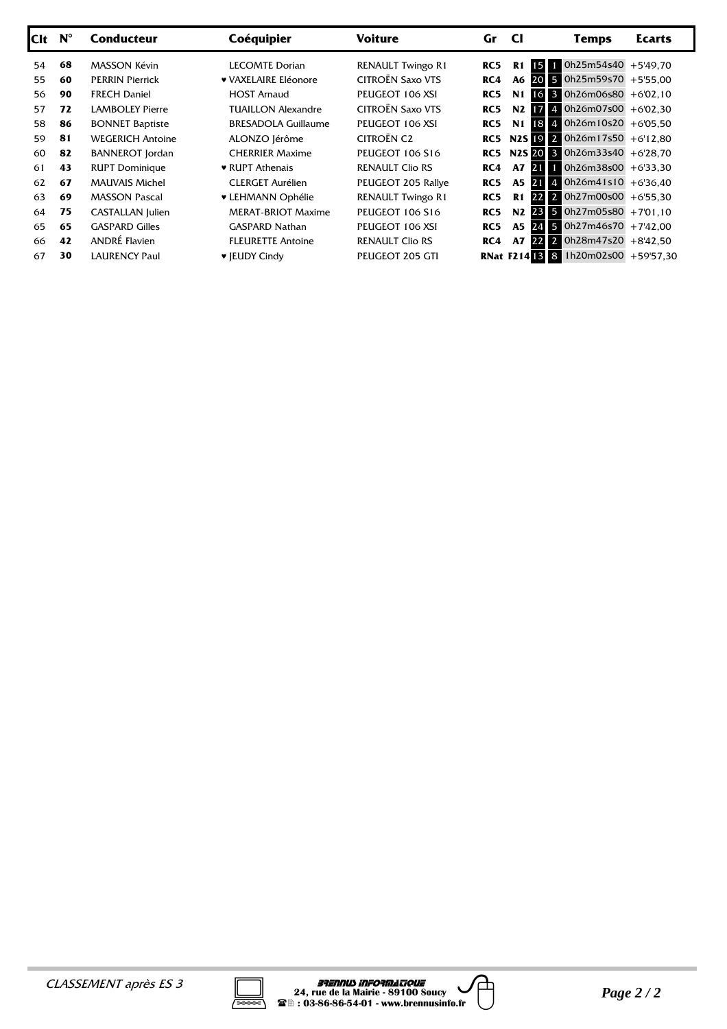| Clt | N° | Conducteur | Coéquipier | Voiture | Gr | Cl | | | Temps | Ecarts |
|---|---|---|---|---|---|---|---|---|---|---|
| 54 | **68** | MASSON Kévin | LECOMTE Dorian | RENAULT Twingo R1 | **RC5** | **R1** | 15 | 1 | 0h25m54s40 | +5'49,70 |
| 55 | **60** | PERRIN Pierrick | ♥ VAXELAIRE Eléonore | CITROËN Saxo VTS | **RC4** | **A6** | 20 | 5 | 0h25m59s70 | +5'55,00 |
| 56 | **90** | FRECH Daniel | HOST Arnaud | PEUGEOT 106 XSI | **RC5** | **N1** | 16 | 3 | 0h26m06s80 | +6'02,10 |
| 57 | **72** | LAMBOLEY Pierre | TUAILLON Alexandre | CITROËN Saxo VTS | **RC5** | **N2** | 17 | 4 | 0h26m07s00 | +6'02,30 |
| 58 | **86** | BONNET Baptiste | BRESADOLA Guillaume | PEUGEOT 106 XSI | **RC5** | **N1** | 18 | 4 | 0h26m10s20 | +6'05,50 |
| 59 | **81** | WEGERICH Antoine | ALONZO Jérôme | CITROËN C2 | **RC5** | **N2S** | 19 | 2 | 0h26m17s50 | +6'12,80 |
| 60 | **82** | BANNEROT Jordan | CHERRIER Maxime | PEUGEOT 106 S16 | **RC5** | **N2S** | 20 | 3 | 0h26m33s40 | +6'28,70 |
| 61 | **43** | RUPT Dominique | ♥ RUPT Athenais | RENAULT Clio RS | **RC4** | **A7** | 21 | 1 | 0h26m38s00 | +6'33,30 |
| 62 | **67** | MAUVAIS Michel | CLERGET Aurélien | PEUGEOT 205 Rallye | **RC5** | **A5** | 21 | 4 | 0h26m41s10 | +6'36,40 |
| 63 | **69** | MASSON Pascal | ♥ LEHMANN Ophélie | RENAULT Twingo R1 | **RC5** | **R1** | 22 | 2 | 0h27m00s00 | +6'55,30 |
| 64 | **75** | CASTALLAN Julien | MERAT-BRIOT Maxime | PEUGEOT 106 S16 | **RC5** | **N2** | 23 | 5 | 0h27m05s80 | +7'01,10 |
| 65 | **65** | GASPARD Gilles | GASPARD Nathan | PEUGEOT 106 XSI | **RC5** | **A5** | 24 | 5 | 0h27m46s70 | +7'42,00 |
| 66 | **42** | ANDRÉ Flavien | FLEURETTE Antoine | RENAULT Clio RS | **RC4** | **A7** | 22 | 2 | 0h28m47s20 | +8'42,50 |
| 67 | **30** | LAURENCY Paul | ♥ JEUDY Cindy | PEUGEOT 205 GTI | **RNat** | **F214** | 13 | 8 | 1h20m02s00 | +59'57,30 |

*CLASSEMENT après ES 3*

BRENNUS INFORMATIQUE
24, rue de la Mairie - 89100 Soucy
: 03-86-86-54-01 - www.brennusinfo.fr